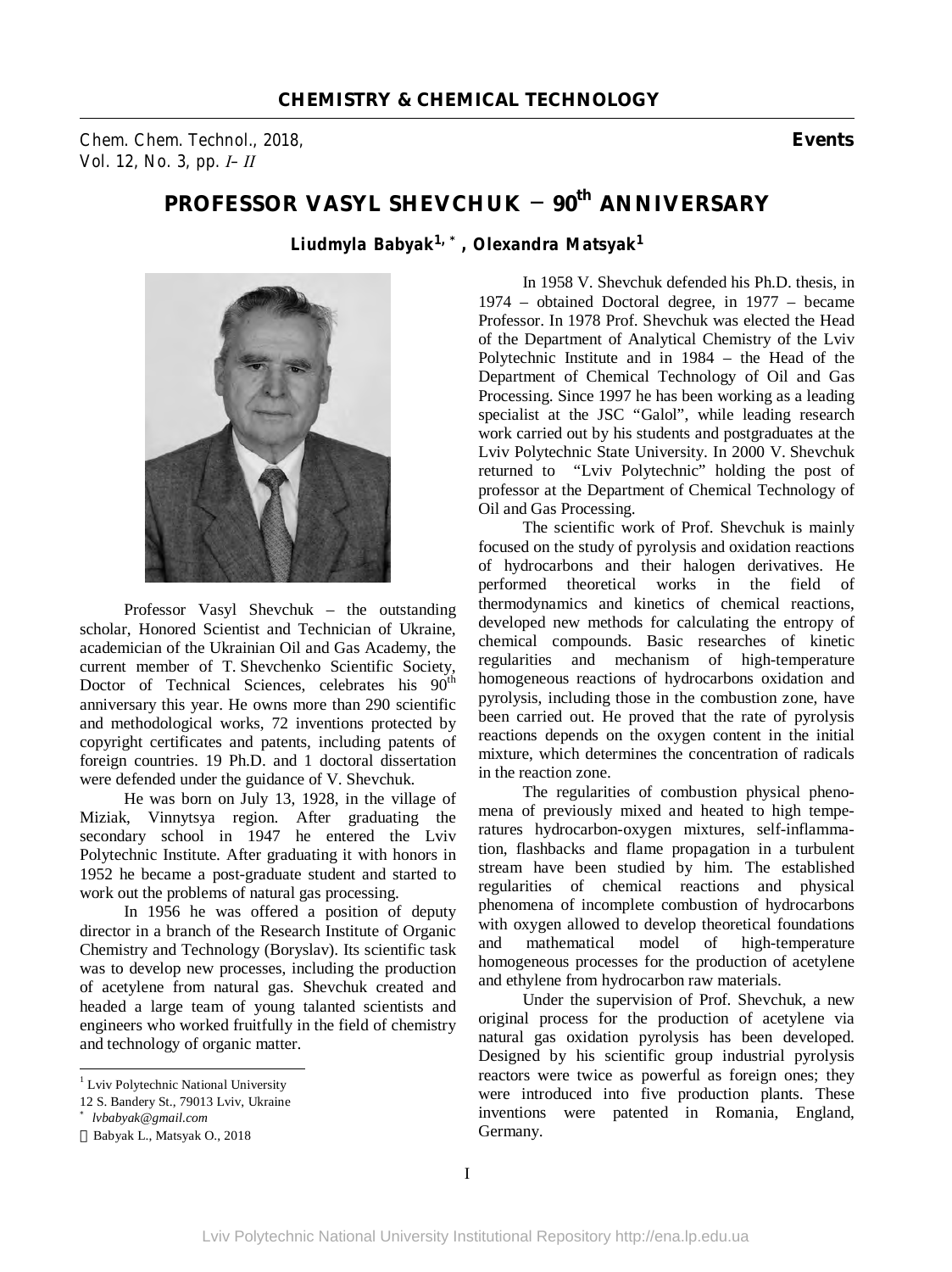# PROFESSOR VASYL SHEVCHUK – 90th ANNIVERSARY

**Liudmyla Babyak[1,*], Olexandra Matsyak[1]**

Professor Vasyl Shevchuk – the outstanding scholar, Honored Scientist and Technician of Ukraine, academician of the Ukrainian Oil and Gas Academy, the current member of T. Shevchenko Scientific Society, Doctor of Technical Sciences, celebrates his 90th anniversary this year. He owns more than 290 scientific and methodological works, 72 inventions protected by copyright certificates and patents, including patents of foreign countries. 19 Ph.D. and 1 doctoral dissertation were defended under the guidance of V. Shevchuk.

He was born on July 13, 1928, in the village of Miziak, Vinnytsya region. After graduating the secondary school in 1947 he entered the Lviv Polytechnic Institute. After graduating it with honors in 1952 he became a post-graduate student and started to work out the problems of natural gas processing.

In 1956 he was offered a position of deputy director in a branch of the Research Institute of Organic Chemistry and Technology (Boryslav). Its scientific task was to develop new processes, including the production of acetylene from natural gas. Shevchuk created and headed a large team of young talanted scientists and engineers who worked fruitfully in the field of chemistry and technology of organic matter.

In 1958 V. Shevchuk defended his Ph.D. thesis, in 1974 – obtained Doctoral degree, in 1977 – became Professor. In 1978 Prof. Shevchuk was elected the Head of the Department of Analytical Chemistry of the Lviv Polytechnic Institute and in 1984 – the Head of the Department of Chemical Technology of Oil and Gas Processing. Since 1997 he has been working as a leading specialist at the JSC "Galol", while leading research work carried out by his students and postgraduates at the Lviv Polytechnic State University. In 2000 V. Shevchuk returned to "Lviv Polytechnic" holding the post of professor at the Department of Chemical Technology of Oil and Gas Processing.

The scientific work of Prof. Shevchuk is mainly focused on the study of pyrolysis and oxidation reactions of hydrocarbons and their halogen derivatives. He performed theoretical works in the field of thermodynamics and kinetics of chemical reactions, developed new methods for calculating the entropy of chemical compounds. Basic researches of kinetic regularities and mechanism of high-temperature homogeneous reactions of hydrocarbons oxidation and pyrolysis, including those in the combustion zone, have been carried out. He proved that the rate of pyrolysis reactions depends on the oxygen content in the initial mixture, which determines the concentration of radicals in the reaction zone.

The regularities of combustion physical phenomena of previously mixed and heated to high temperatures hydrocarbon-oxygen mixtures, self-inflammation, flashbacks and flame propagation in a turbulent stream have been studied by him. The established regularities of chemical reactions and physical phenomena of incomplete combustion of hydrocarbons with oxygen allowed to develop theoretical foundations and mathematical model of high-temperature homogeneous processes for the production of acetylene and ethylene from hydrocarbon raw materials.

Under the supervision of Prof. Shevchuk, a new original process for the production of acetylene via natural gas oxidation pyrolysis has been developed. Designed by his scientific group industrial pyrolysis reactors were twice as powerful as foreign ones; they were introduced into five production plants. These inventions were patented in Romania, England, Germany.

---

[1] Lviv Polytechnic National University
12 S. Bandery St., 79013 Lviv, Ukraine
[*] lvbabyak@gmail.com
© Babyak L., Matsyak O., 2018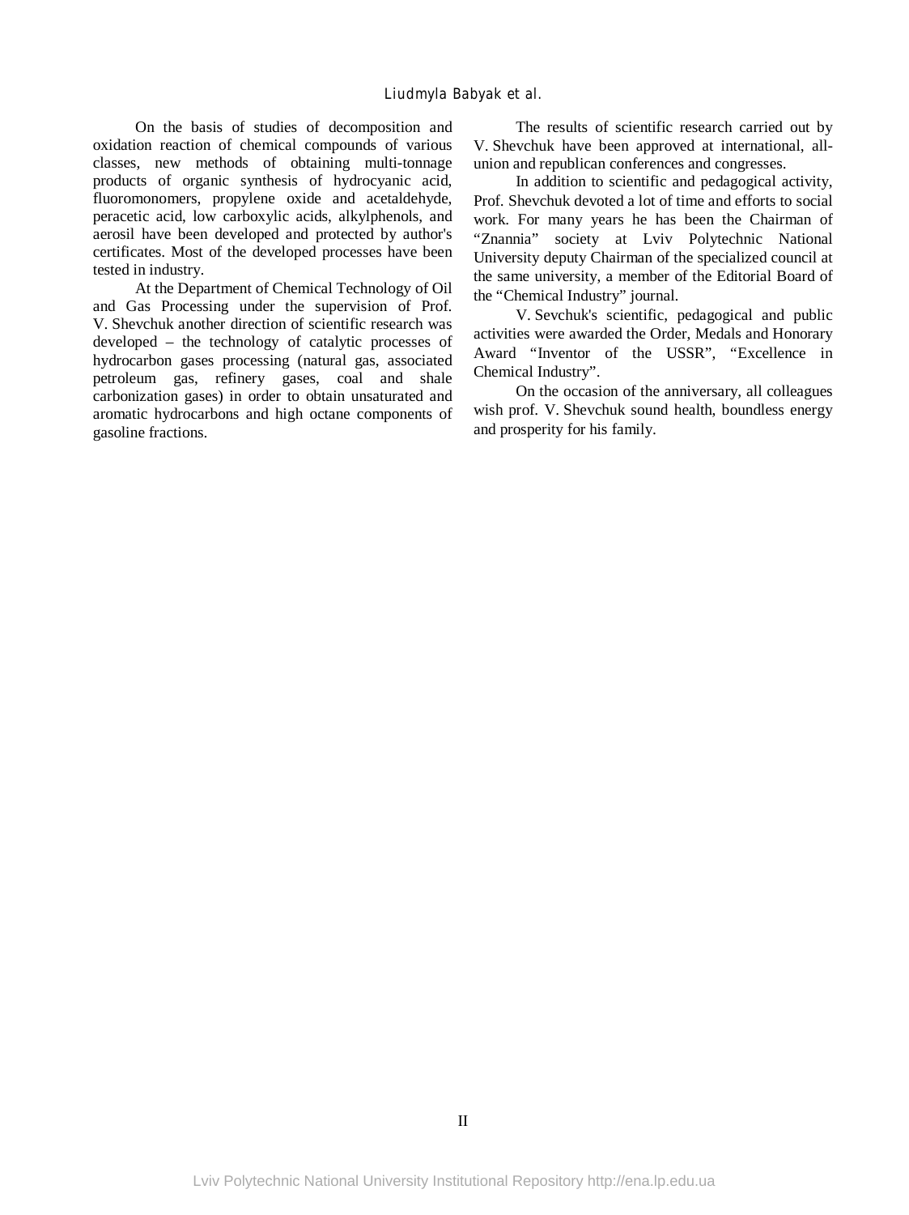On the basis of studies of decomposition and oxidation reaction of chemical compounds of various classes, new methods of obtaining multi-tonnage products of organic synthesis of hydrocyanic acid, fluoromonomers, propylene oxide and acetaldehyde, peracetic acid, low carboxylic acids, alkylphenols, and aerosil have been developed and protected by author's certificates. Most of the developed processes have been tested in industry.

At the Department of Chemical Technology of Oil and Gas Processing under the supervision of Prof. V. Shevchuk another direction of scientific research was developed – the technology of catalytic processes of hydrocarbon gases processing (natural gas, associated petroleum gas, refinery gases, coal and shale carbonization gases) in order to obtain unsaturated and aromatic hydrocarbons and high octane components of gasoline fractions.

The results of scientific research carried out by V. Shevchuk have been approved at international, all-union and republican conferences and congresses.

In addition to scientific and pedagogical activity, Prof. Shevchuk devoted a lot of time and efforts to social work. For many years he has been the Chairman of "Znannia" society at Lviv Polytechnic National University deputy Chairman of the specialized council at the same university, a member of the Editorial Board of the "Chemical Industry" journal.

V. Sevchuk's scientific, pedagogical and public activities were awarded the Order, Medals and Honorary Award "Inventor of the USSR", "Excellence in Chemical Industry".

On the occasion of the anniversary, all colleagues wish prof. V. Shevchuk sound health, boundless energy and prosperity for his family.